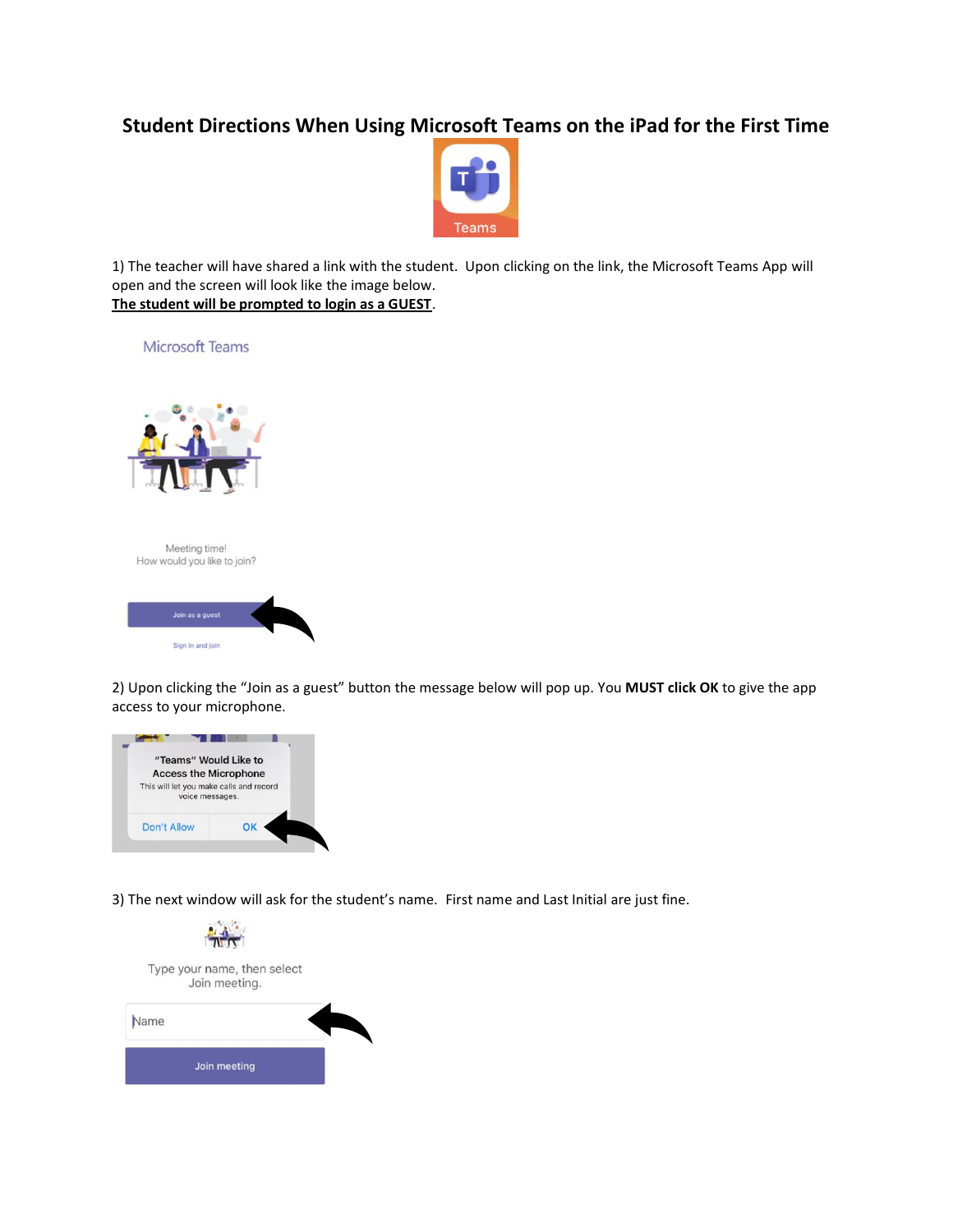# Student Directions When Using Microsoft Teams on the iPad for the First Time

1) The teacher will have shared a link with the student. Upon clicking on the link, the Microsoft Teams App will open and the screen will look like the image below.
**<u>The student will be prompted to login as a GUEST</u>**.

2) Upon clicking the "Join as a guest" button the message below will pop up. You **MUST click OK** to give the app access to your microphone.

3) The next window will ask for the student's name. First name and Last Initial are just fine.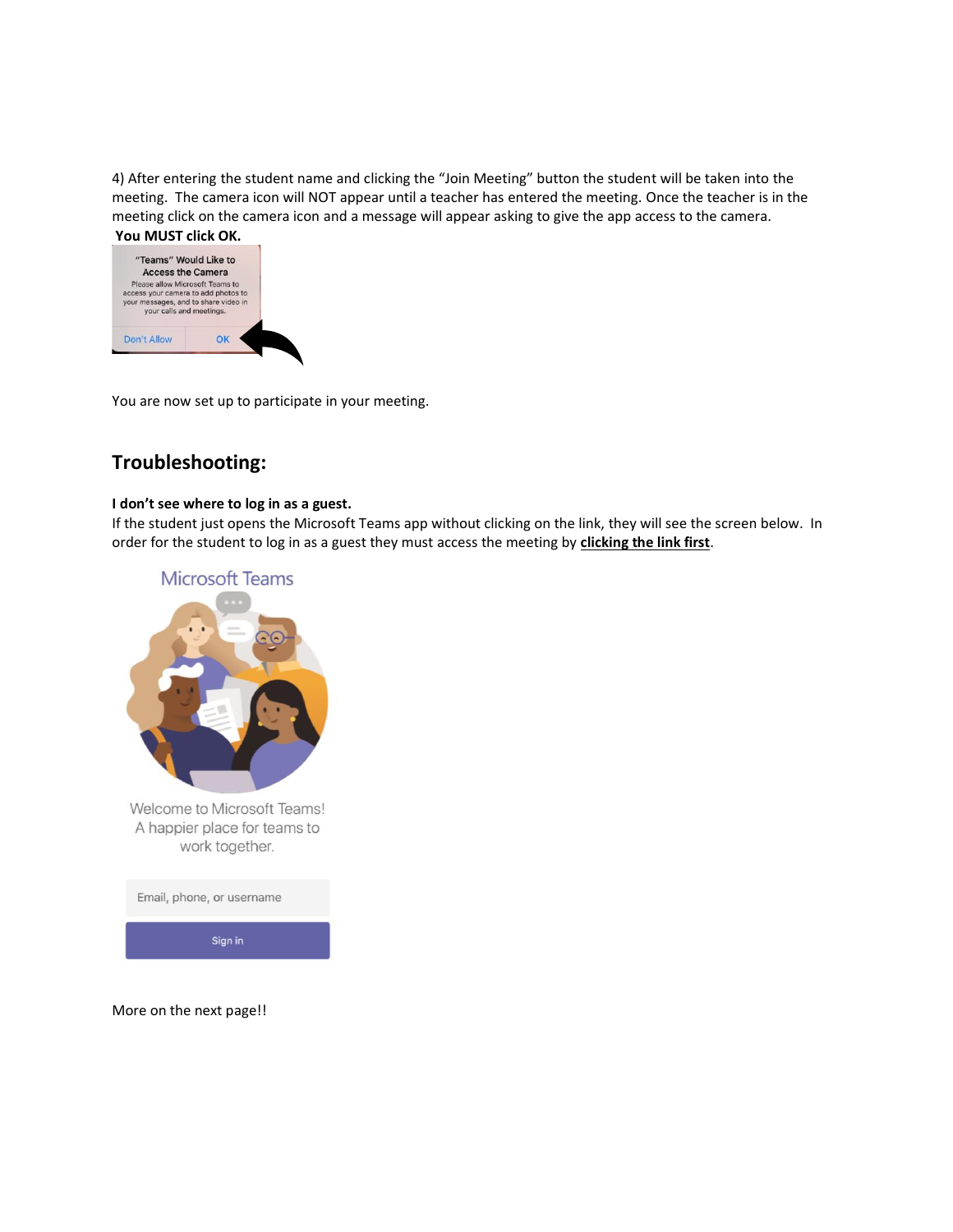4) After entering the student name and clicking the "Join Meeting" button the student will be taken into the meeting. The camera icon will NOT appear until a teacher has entered the meeting. Once the teacher is in the meeting click on the camera icon and a message will appear asking to give the app access to the camera.
**You MUST click OK.**

You are now set up to participate in your meeting.

## Troubleshooting:

**I don't see where to log in as a guest.**
If the student just opens the Microsoft Teams app without clicking on the link, they will see the screen below. In order for the student to log in as a guest they must access the meeting by **clicking the link first**.

More on the next page!!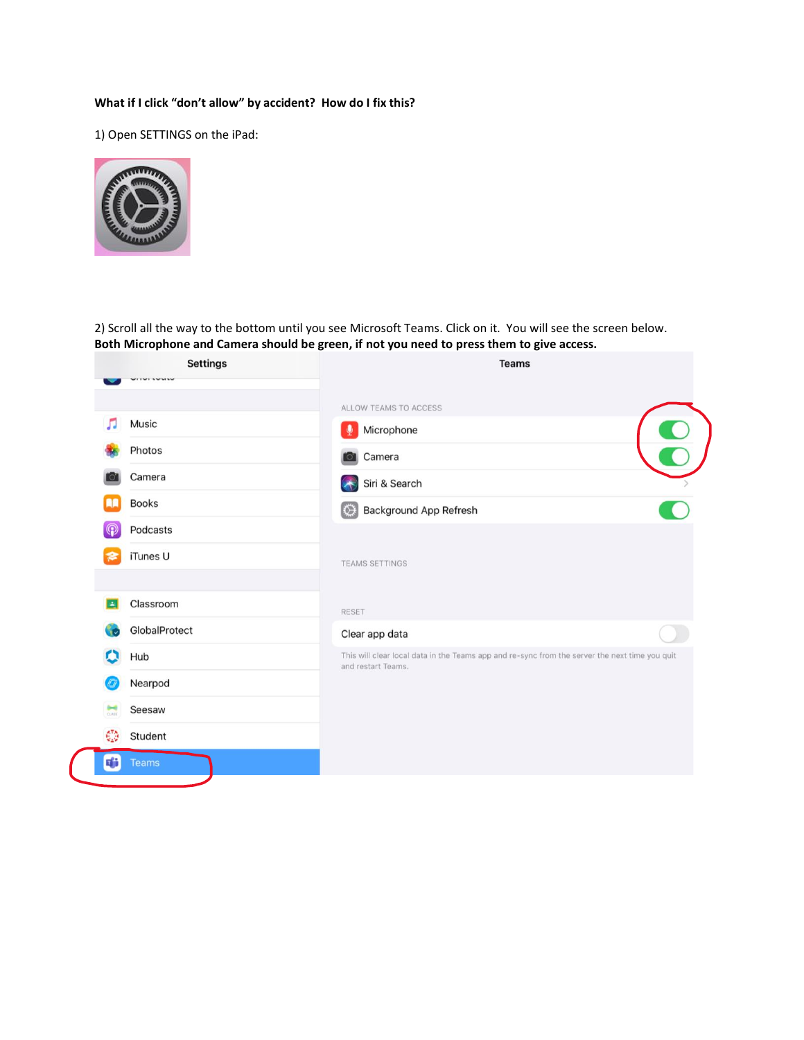**What if I click "don't allow" by accident? How do I fix this?**

1) Open SETTINGS on the iPad:

2) Scroll all the way to the bottom until you see Microsoft Teams. Click on it. You will see the screen below. **Both Microphone and Camera should be green, if not you need to press them to give access.**